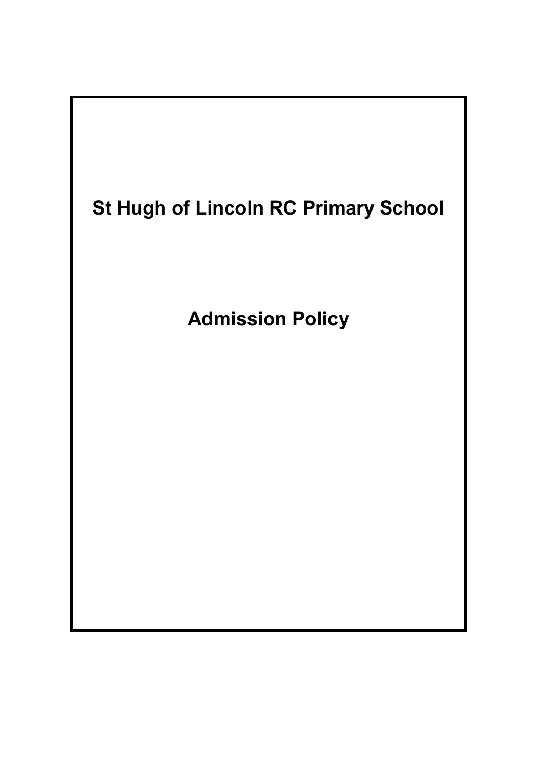# St Hugh of Lincoln RC Primary School

## Admission Policy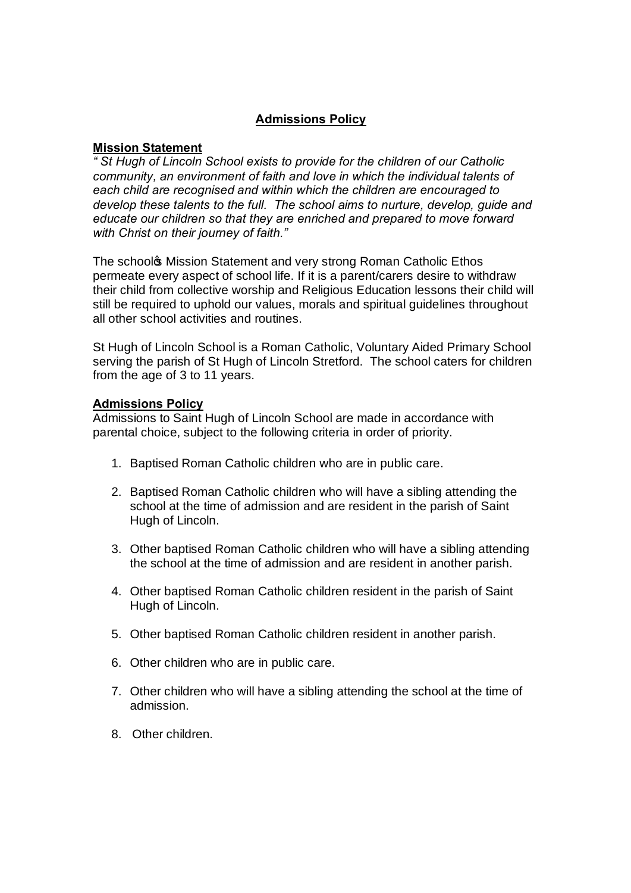# Admissions Policy

## Mission Statement

*" St Hugh of Lincoln School exists to provide for the children of our Catholic community, an environment of faith and love in which the individual talents of each child are recognised and within which the children are encouraged to develop these talents to the full. The school aims to nurture, develop, guide and educate our children so that they are enriched and prepared to move forward with Christ on their journey of faith."*

The school's Mission Statement and very strong Roman Catholic Ethos permeate every aspect of school life. If it is a parent/carers desire to withdraw their child from collective worship and Religious Education lessons their child will still be required to uphold our values, morals and spiritual guidelines throughout all other school activities and routines.

St Hugh of Lincoln School is a Roman Catholic, Voluntary Aided Primary School serving the parish of St Hugh of Lincoln Stretford. The school caters for children from the age of 3 to 11 years.

## Admissions Policy

Admissions to Saint Hugh of Lincoln School are made in accordance with parental choice, subject to the following criteria in order of priority.

1. Baptised Roman Catholic children who are in public care.
2. Baptised Roman Catholic children who will have a sibling attending the school at the time of admission and are resident in the parish of Saint Hugh of Lincoln.
3. Other baptised Roman Catholic children who will have a sibling attending the school at the time of admission and are resident in another parish.
4. Other baptised Roman Catholic children resident in the parish of Saint Hugh of Lincoln.
5. Other baptised Roman Catholic children resident in another parish.
6. Other children who are in public care.
7. Other children who will have a sibling attending the school at the time of admission.
8. Other children.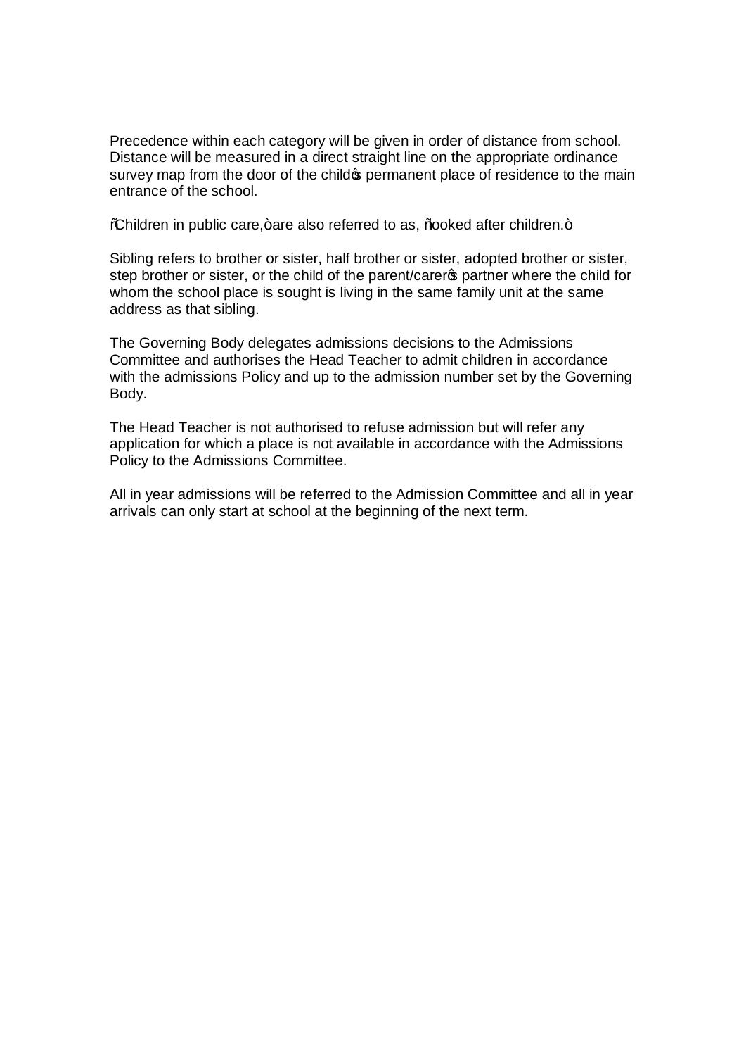Precedence within each category will be given in order of distance from school. Distance will be measured in a direct straight line on the appropriate ordinance survey map from the door of the child's permanent place of residence to the main entrance of the school.

"Children in public care," are also referred to as, "looked after children."

Sibling refers to brother or sister, half brother or sister, adopted brother or sister, step brother or sister, or the child of the parent/carer's partner where the child for whom the school place is sought is living in the same family unit at the same address as that sibling.

The Governing Body delegates admissions decisions to the Admissions Committee and authorises the Head Teacher to admit children in accordance with the admissions Policy and up to the admission number set by the Governing Body.

The Head Teacher is not authorised to refuse admission but will refer any application for which a place is not available in accordance with the Admissions Policy to the Admissions Committee.

All in year admissions will be referred to the Admission Committee and all in year arrivals can only start at school at the beginning of the next term.